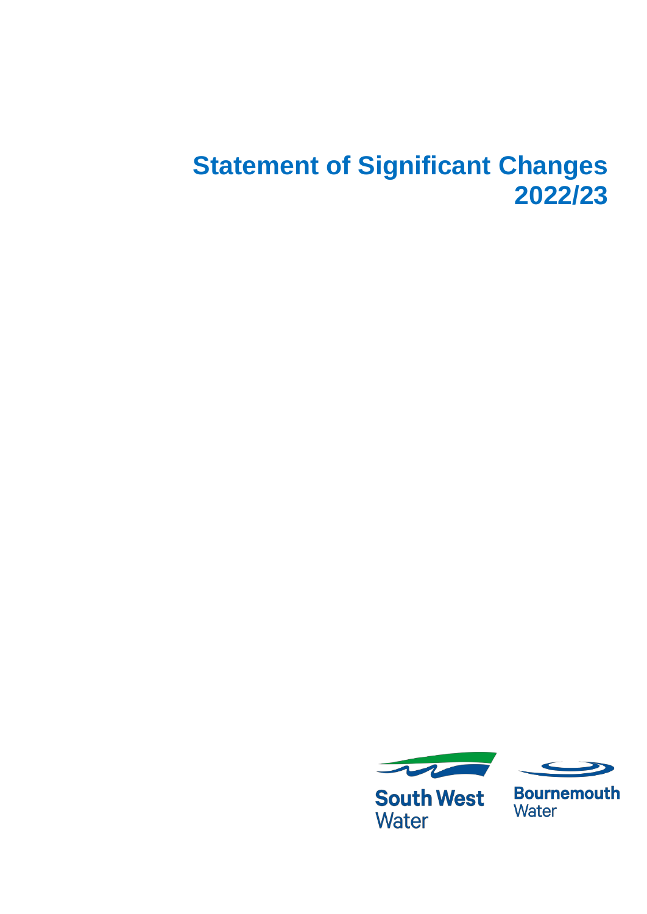# Statement of Significant Changes 2022/23

South West Water

Bournemouth Water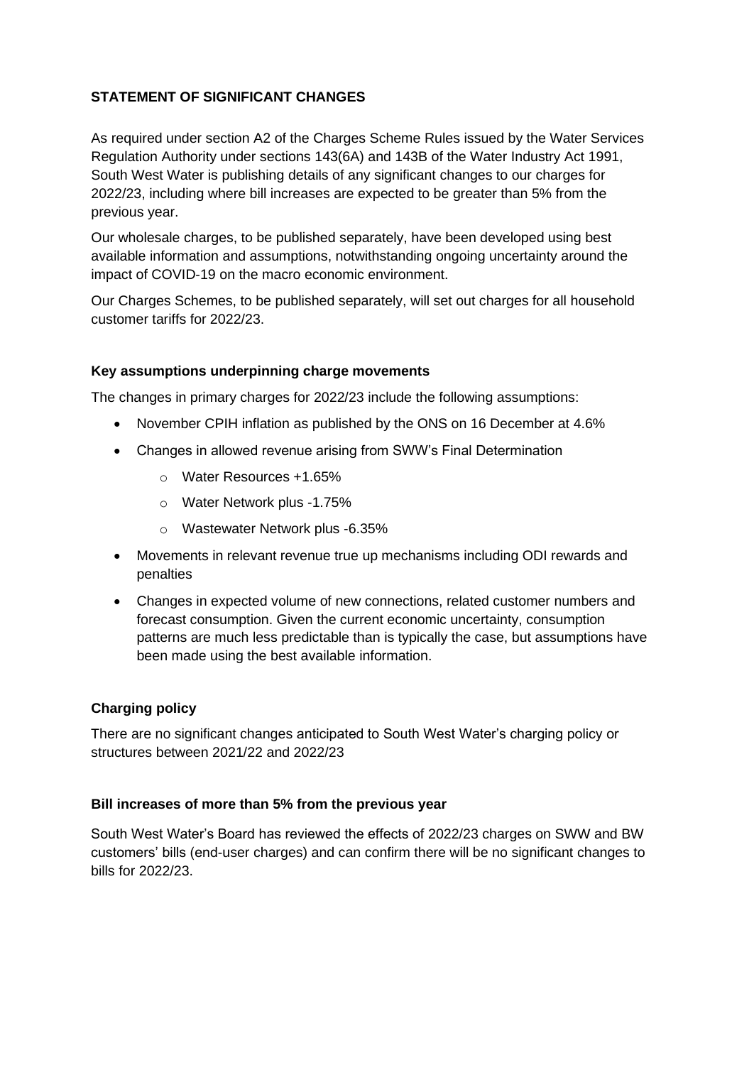## STATEMENT OF SIGNIFICANT CHANGES

As required under section A2 of the Charges Scheme Rules issued by the Water Services Regulation Authority under sections 143(6A) and 143B of the Water Industry Act 1991, South West Water is publishing details of any significant changes to our charges for 2022/23, including where bill increases are expected to be greater than 5% from the previous year.

Our wholesale charges, to be published separately, have been developed using best available information and assumptions, notwithstanding ongoing uncertainty around the impact of COVID-19 on the macro economic environment.

Our Charges Schemes, to be published separately, will set out charges for all household customer tariffs for 2022/23.

### Key assumptions underpinning charge movements

The changes in primary charges for 2022/23 include the following assumptions:

- November CPIH inflation as published by the ONS on 16 December at 4.6%
- Changes in allowed revenue arising from SWW's Final Determination
  - Water Resources +1.65%
  - Water Network plus -1.75%
  - Wastewater Network plus -6.35%
- Movements in relevant revenue true up mechanisms including ODI rewards and penalties
- Changes in expected volume of new connections, related customer numbers and forecast consumption. Given the current economic uncertainty, consumption patterns are much less predictable than is typically the case, but assumptions have been made using the best available information.

### Charging policy

There are no significant changes anticipated to South West Water's charging policy or structures between 2021/22 and 2022/23

### Bill increases of more than 5% from the previous year

South West Water's Board has reviewed the effects of 2022/23 charges on SWW and BW customers' bills (end-user charges) and can confirm there will be no significant changes to bills for 2022/23.